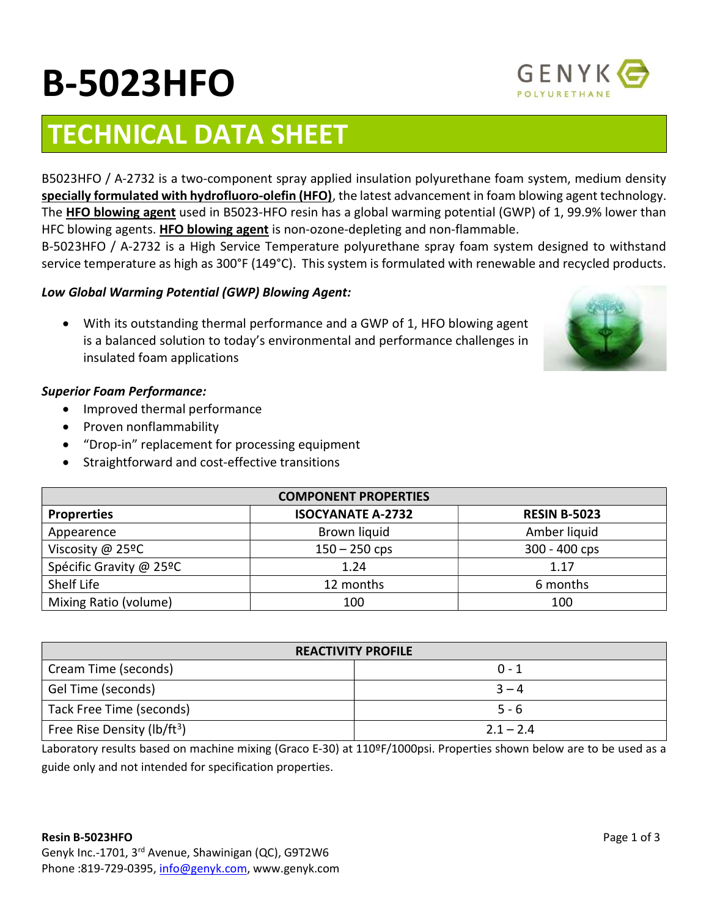# B-5023HFO

## TECHNICAL DATA SHEET

B5023HFO / A-2732 is a two-component spray applied insulation polyurethane foam system, medium density **specially formulated with hydrofluoro-olefin (HFO)**, the latest advancement in foam blowing agent technology. The **HFO blowing agent** used in B5023-HFO resin has a global warming potential (GWP) of 1, 99.9% lower than HFC blowing agents. **HFO blowing agent** is non-ozone-depleting and non-flammable.

B-5023HFO / A-2732 is a High Service Temperature polyurethane spray foam system designed to withstand service temperature as high as 300°F (149°C). This system is formulated with renewable and recycled products.

***Low Global Warming Potential (GWP) Blowing Agent:***

- With its outstanding thermal performance and a GWP of 1, HFO blowing agent is a balanced solution to today's environmental and performance challenges in insulated foam applications

***Superior Foam Performance:***

- Improved thermal performance
- Proven nonflammability
- "Drop-in" replacement for processing equipment
- Straightforward and cost-effective transitions

| COMPONENT PROPERTIES | | |
|---|---|---|
| **Proprerties** | **ISOCYANATE A-2732** | **RESIN B-5023** |
| Appearence | Brown liquid | Amber liquid |
| Viscosity @ 25ºC | 150 – 250 cps | 300 - 400 cps |
| Spécific Gravity @ 25ºC | 1.24 | 1.17 |
| Shelf Life | 12 months | 6 months |
| Mixing Ratio (volume) | 100 | 100 |

| REACTIVITY PROFILE | |
|---|---|
| Cream Time (seconds) | 0 - 1 |
| Gel Time (seconds) | 3 – 4 |
| Tack Free Time (seconds) | 5 - 6 |
| Free Rise Density (lb/ft$^3$) | 2.1 – 2.4 |

Laboratory results based on machine mixing (Graco E-30) at 110ºF/1000psi. Properties shown below are to be used as a guide only and not intended for specification properties.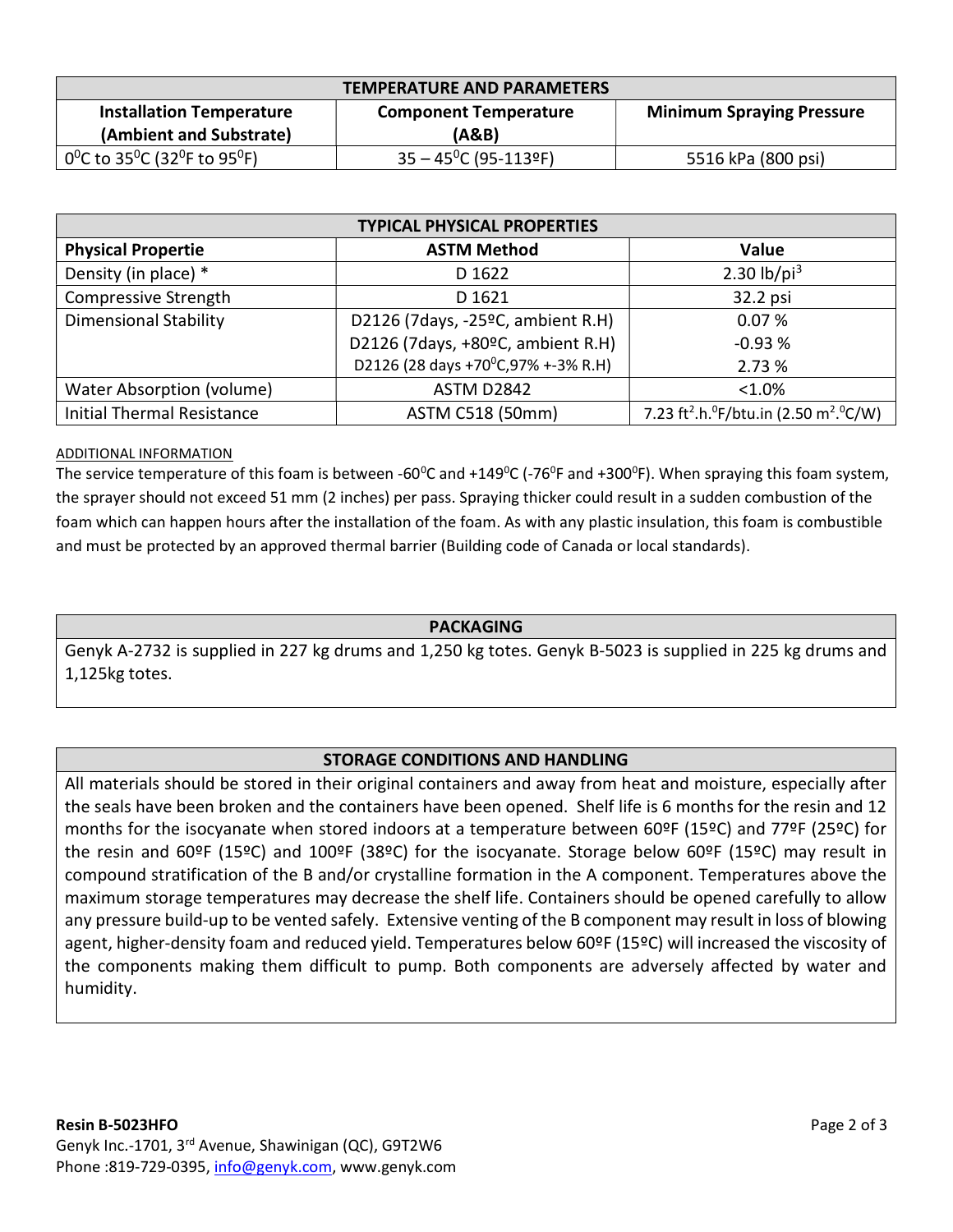| TEMPERATURE AND PARAMETERS | | |
|---|---|---|
| **Installation Temperature (Ambient and Substrate)** | **Component Temperature (A&B)** | **Minimum Spraying Pressure** |
| $0^0$C to $35^0$C ($32^0$F to $95^0$F) | 35 – $45^0$C (95-113ºF) | 5516 kPa (800 psi) |

| TYPICAL PHYSICAL PROPERTIES | | |
|---|---|---|
| **Physical Propertie** | **ASTM Method** | **Value** |
| Density (in place) * | D 1622 | 2.30 lb/pi$^3$ |
| Compressive Strength | D 1621 | 32.2 psi |
| Dimensional Stability | D2126 (7days, -25ºC, ambient R.H) | 0.07 % |
| | D2126 (7days, +80ºC, ambient R.H) | -0.93 % |
| | D2126 (28 days +$70^0$C,97% +-3% R.H) | 2.73 % |
| Water Absorption (volume) | ASTM D2842 | <1.0% |
| Initial Thermal Resistance | ASTM C518 (50mm) | 7.23 ft$^2$.h.$^0$F/btu.in (2.50 m$^2$.$^0$C/W) |

ADDITIONAL INFORMATION

The service temperature of this foam is between -$60^0$C and +$149^0$C (-$76^0$F and +$300^0$F). When spraying this foam system, the sprayer should not exceed 51 mm (2 inches) per pass. Spraying thicker could result in a sudden combustion of the foam which can happen hours after the installation of the foam. As with any plastic insulation, this foam is combustible and must be protected by an approved thermal barrier (Building code of Canada or local standards).

## PACKAGING

Genyk A-2732 is supplied in 227 kg drums and 1,250 kg totes. Genyk B-5023 is supplied in 225 kg drums and 1,125kg totes.

## STORAGE CONDITIONS AND HANDLING

All materials should be stored in their original containers and away from heat and moisture, especially after the seals have been broken and the containers have been opened. Shelf life is 6 months for the resin and 12 months for the isocyanate when stored indoors at a temperature between 60ºF (15ºC) and 77ºF (25ºC) for the resin and 60ºF (15ºC) and 100ºF (38ºC) for the isocyanate. Storage below 60ºF (15ºC) may result in compound stratification of the B and/or crystalline formation in the A component. Temperatures above the maximum storage temperatures may decrease the shelf life. Containers should be opened carefully to allow any pressure build-up to be vented safely. Extensive venting of the B component may result in loss of blowing agent, higher-density foam and reduced yield. Temperatures below 60ºF (15ºC) will increased the viscosity of the components making them difficult to pump. Both components are adversely affected by water and humidity.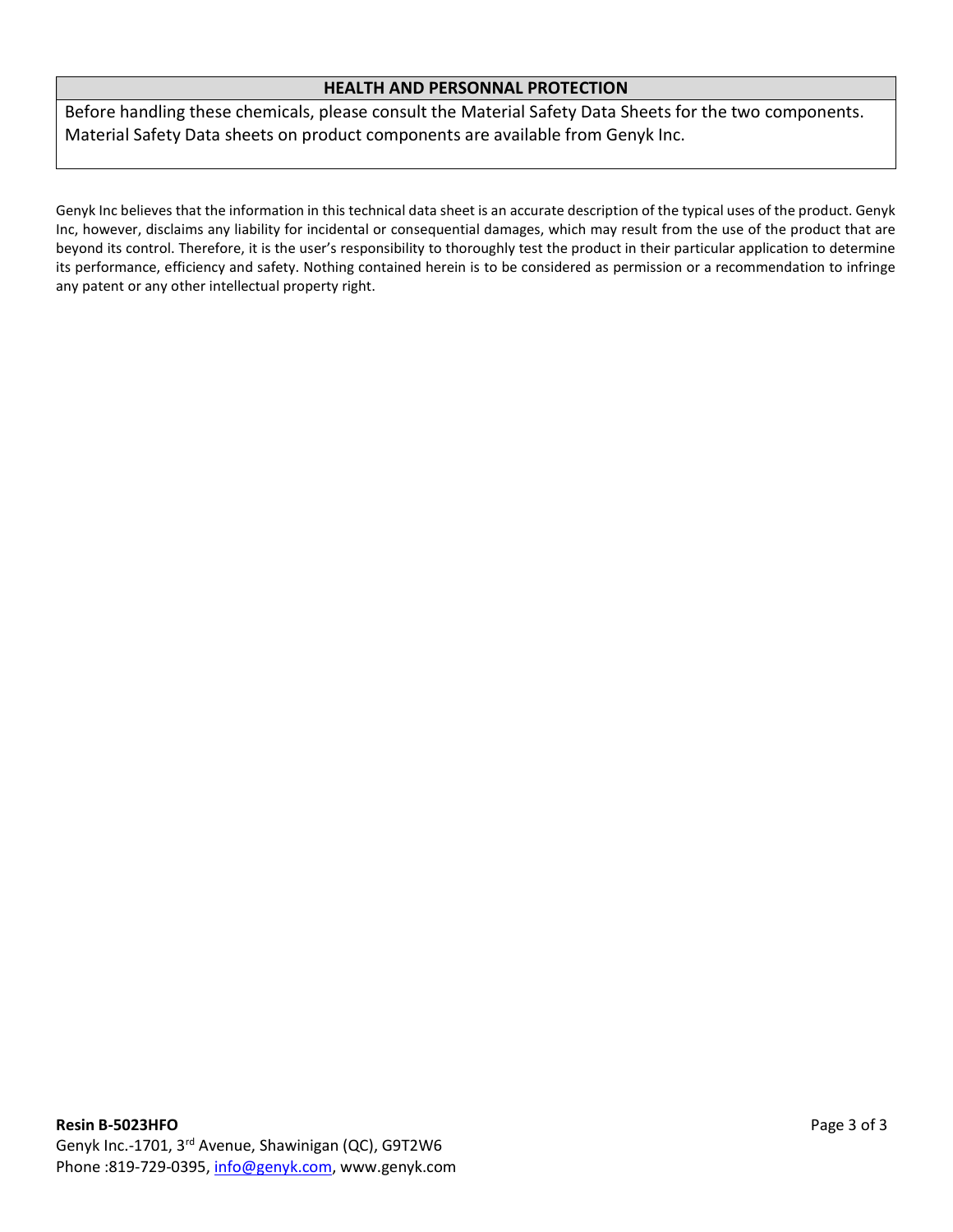## HEALTH AND PERSONNAL PROTECTION

Before handling these chemicals, please consult the Material Safety Data Sheets for the two components. Material Safety Data sheets on product components are available from Genyk Inc.

Genyk Inc believes that the information in this technical data sheet is an accurate description of the typical uses of the product. Genyk Inc, however, disclaims any liability for incidental or consequential damages, which may result from the use of the product that are beyond its control. Therefore, it is the user's responsibility to thoroughly test the product in their particular application to determine its performance, efficiency and safety. Nothing contained herein is to be considered as permission or a recommendation to infringe any patent or any other intellectual property right.